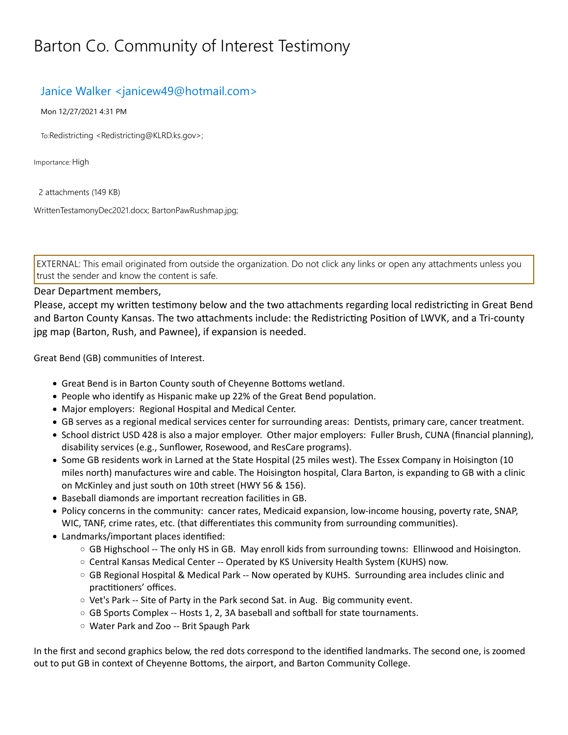# Barton Co. Community of Interest Testimony

Janice Walker <janicew49@hotmail.com>

Mon 12/27/2021 4:31 PM

To:Redistricting <Redistricting@KLRD.ks.gov>;

Importance: High

2 attachments (149 KB)

WrittenTestamonyDec2021.docx; BartonPawRushmap.jpg;

EXTERNAL: This email originated from outside the organization. Do not click any links or open any attachments unless you trust the sender and know the content is safe.

Dear Department members,

Please, accept my written testimony below and the two attachments regarding local redistricting in Great Bend and Barton County Kansas. The two attachments include: the Redistricting Position of LWVK, and a Tri-county jpg map (Barton, Rush, and Pawnee), if expansion is needed.

Great Bend (GB) communities of Interest.

- Great Bend is in Barton County south of Cheyenne Bottoms wetland.
- People who identify as Hispanic make up 22% of the Great Bend population.
- Major employers: Regional Hospital and Medical Center.
- GB serves as a regional medical services center for surrounding areas: Dentists, primary care, cancer treatment.
- School district USD 428 is also a major employer. Other major employers: Fuller Brush, CUNA (financial planning), disability services (e.g., Sunflower, Rosewood, and ResCare programs).
- Some GB residents work in Larned at the State Hospital (25 miles west). The Essex Company in Hoisington (10 miles north) manufactures wire and cable. The Hoisington hospital, Clara Barton, is expanding to GB with a clinic on McKinley and just south on 10th street (HWY 56 & 156).
- Baseball diamonds are important recreation facilities in GB.
- Policy concerns in the community: cancer rates, Medicaid expansion, low-income housing, poverty rate, SNAP, WIC, TANF, crime rates, etc. (that differentiates this community from surrounding communities).
- Landmarks/important places identified:
  - GB Highschool -- The only HS in GB. May enroll kids from surrounding towns: Ellinwood and Hoisington.
  - Central Kansas Medical Center -- Operated by KS University Health System (KUHS) now.
  - GB Regional Hospital & Medical Park -- Now operated by KUHS. Surrounding area includes clinic and practitioners' offices.
  - Vet's Park -- Site of Party in the Park second Sat. in Aug. Big community event.
  - GB Sports Complex -- Hosts 1, 2, 3A baseball and softball for state tournaments.
  - Water Park and Zoo -- Brit Spaugh Park

In the first and second graphics below, the red dots correspond to the identified landmarks. The second one, is zoomed out to put GB in context of Cheyenne Bottoms, the airport, and Barton Community College.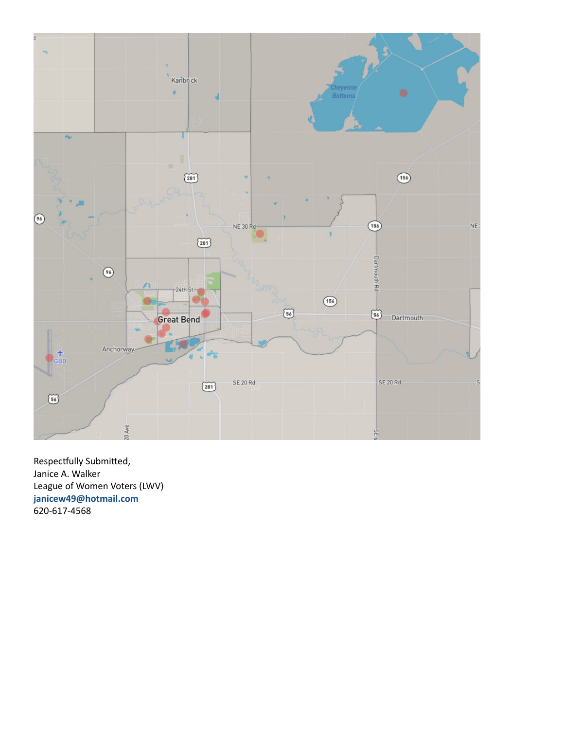Respectfully Submitted,
Janice A. Walker
League of Women Voters (LWV)
**janicew49@hotmail.com**
620-617-4568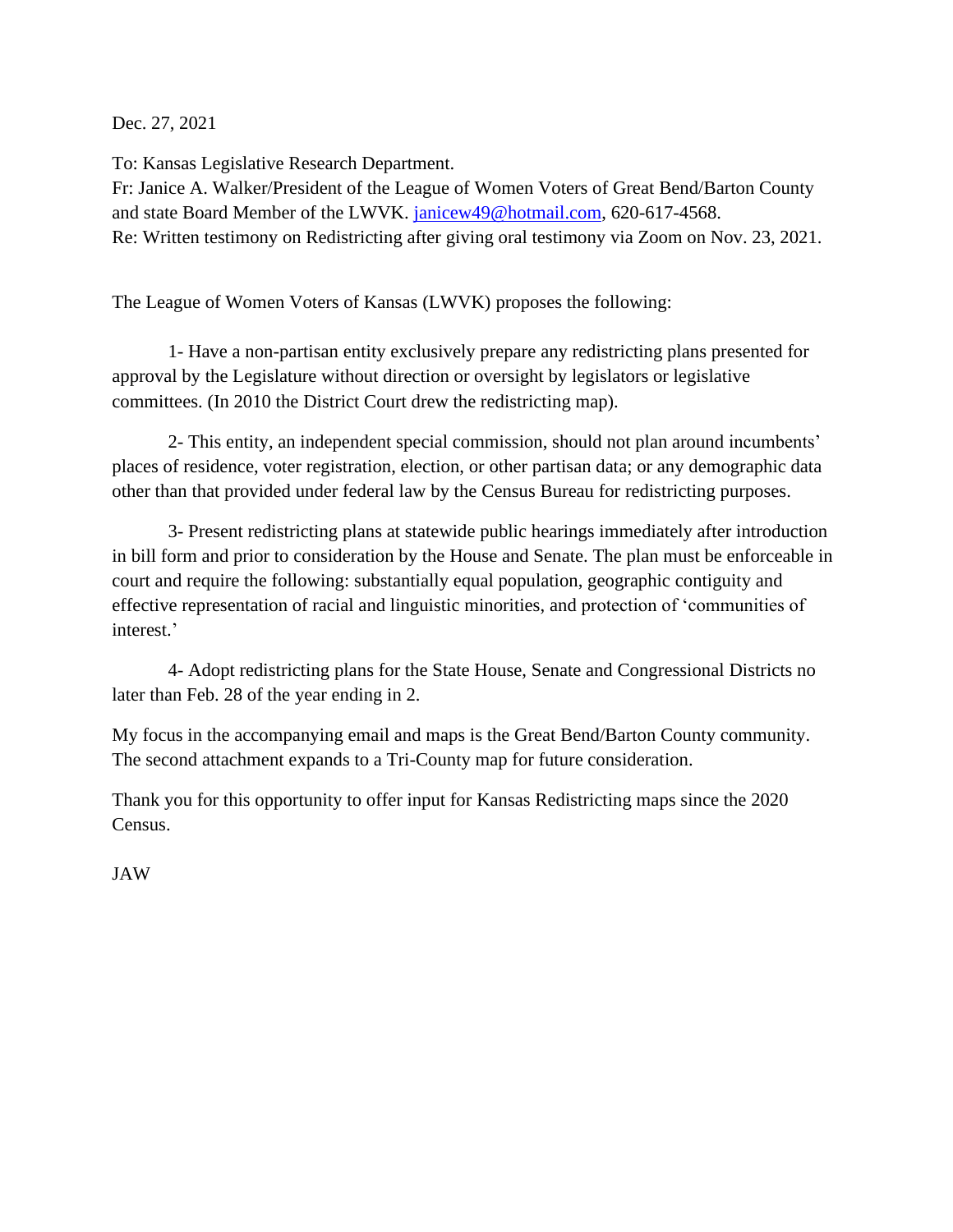Dec. 27, 2021

To: Kansas Legislative Research Department.
Fr: Janice A. Walker/President of the League of Women Voters of Great Bend/Barton County and state Board Member of the LWVK. janicew49@hotmail.com, 620-617-4568.
Re: Written testimony on Redistricting after giving oral testimony via Zoom on Nov. 23, 2021.

The League of Women Voters of Kansas (LWVK) proposes the following:

1- Have a non-partisan entity exclusively prepare any redistricting plans presented for approval by the Legislature without direction or oversight by legislators or legislative committees. (In 2010 the District Court drew the redistricting map).

2- This entity, an independent special commission, should not plan around incumbents' places of residence, voter registration, election, or other partisan data; or any demographic data other than that provided under federal law by the Census Bureau for redistricting purposes.

3- Present redistricting plans at statewide public hearings immediately after introduction in bill form and prior to consideration by the House and Senate. The plan must be enforceable in court and require the following: substantially equal population, geographic contiguity and effective representation of racial and linguistic minorities, and protection of 'communities of interest.'

4- Adopt redistricting plans for the State House, Senate and Congressional Districts no later than Feb. 28 of the year ending in 2.

My focus in the accompanying email and maps is the Great Bend/Barton County community. The second attachment expands to a Tri-County map for future consideration.

Thank you for this opportunity to offer input for Kansas Redistricting maps since the 2020 Census.

JAW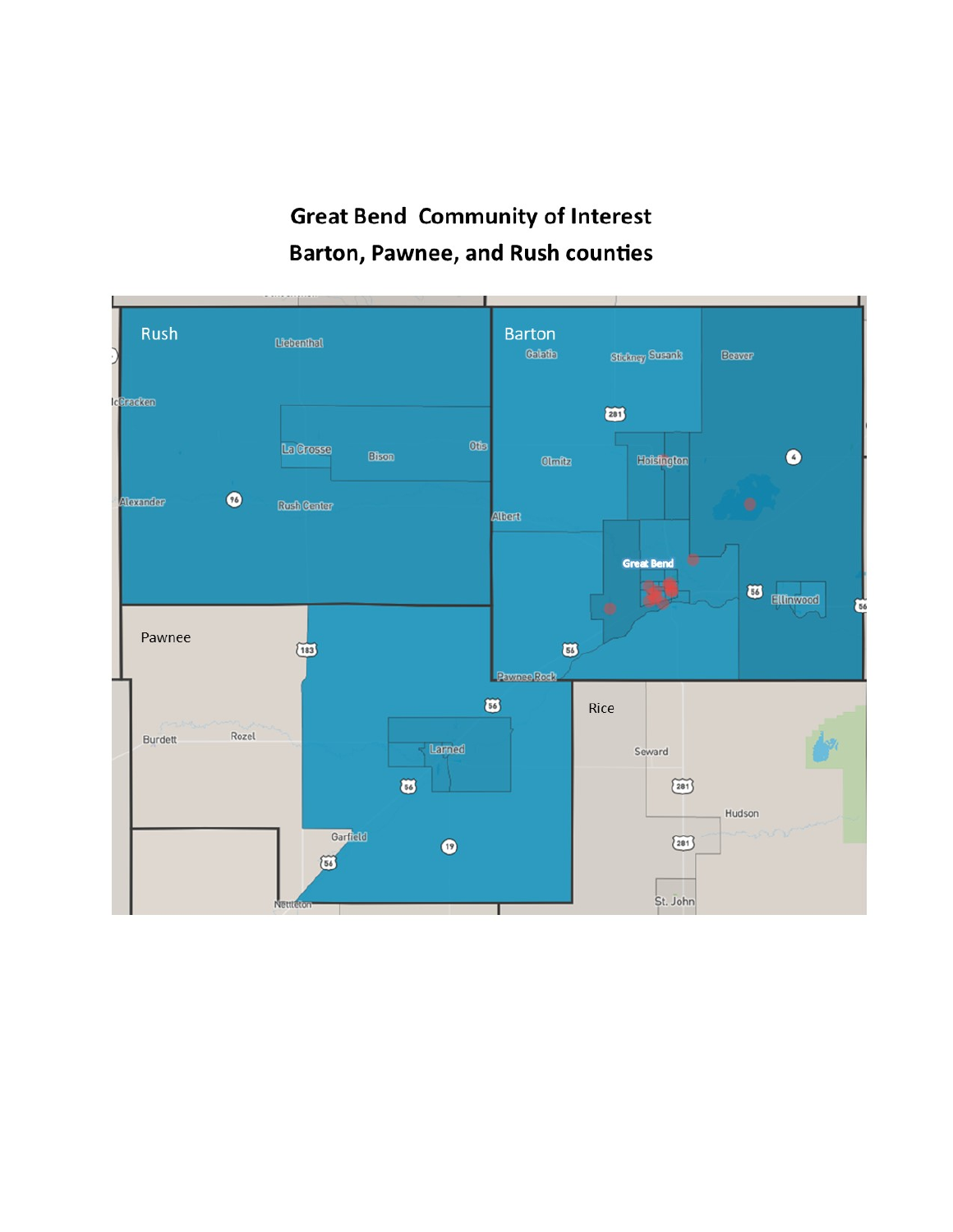# Great Bend Community of Interest
## Barton, Pawnee, and Rush counties

Rush

Liebenthal

McCracken

La Crosse

Bison

Otis

Alexander

96

Rush Center

Barton

Galatia

Stickney

Susank

Beaver

281

Olmitz

Hoisington

4

Albert

Great Bend

56

Ellinwood

56

Pawnee Rock

Pawnee

183

56

Larned

56

Burdett

Rozel

Garfield

19

56

Nettleton

Rice

Seward

281

Hudson

281

St. John